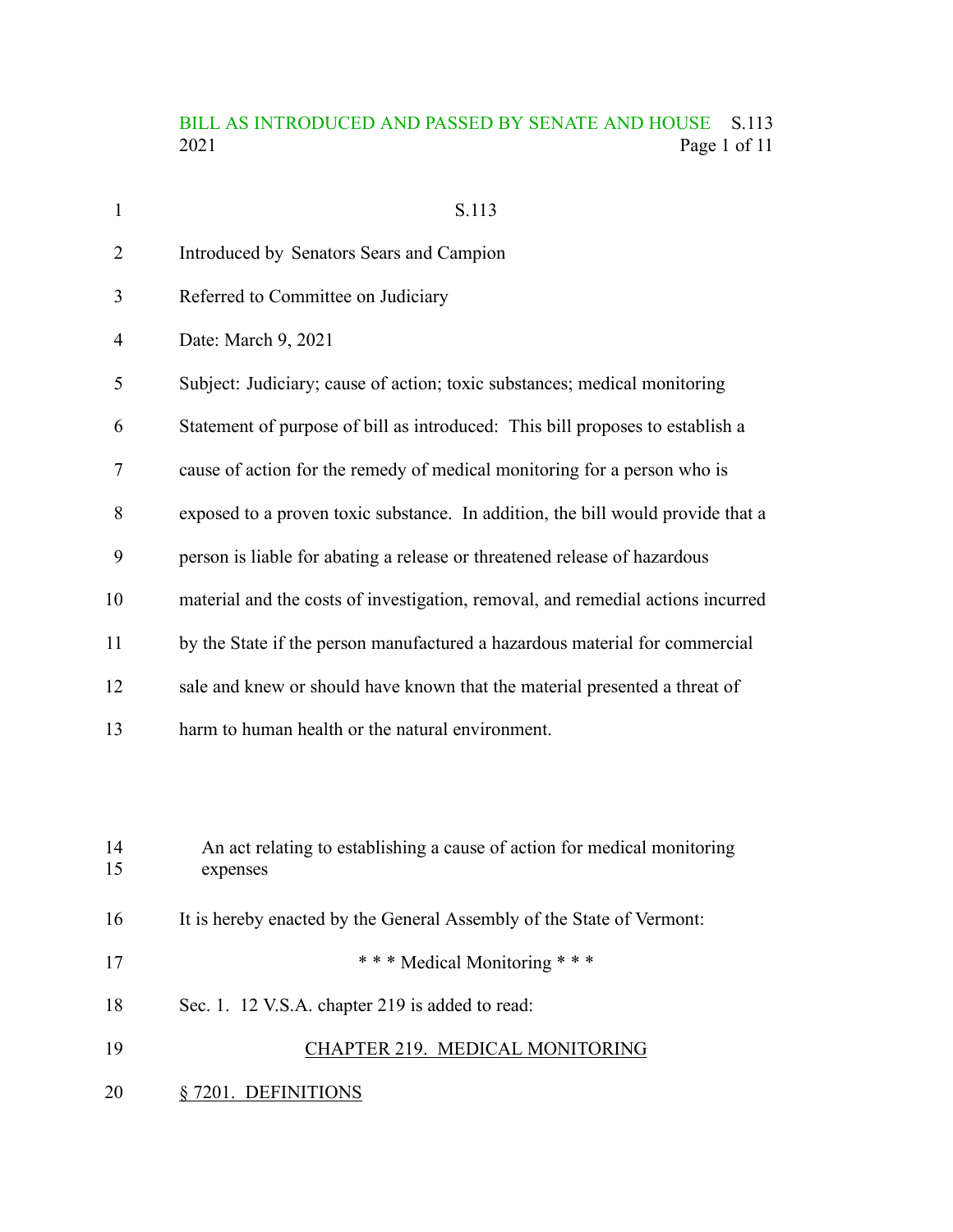S.113

Introduced by Senators Sears and Campion

Referred to Committee on Judiciary

Date: March 9, 2021

Subject: Judiciary; cause of action; toxic substances; medical monitoring

Statement of purpose of bill as introduced: This bill proposes to establish a cause of action for the remedy of medical monitoring for a person who is exposed to a proven toxic substance. In addition, the bill would provide that a person is liable for abating a release or threatened release of hazardous material and the costs of investigation, removal, and remedial actions incurred by the State if the person manufactured a hazardous material for commercial sale and knew or should have known that the material presented a threat of harm to human health or the natural environment.

An act relating to establishing a cause of action for medical monitoring expenses

It is hereby enacted by the General Assembly of the State of Vermont:

\* \* \* Medical Monitoring \* \* \*

Sec. 1. 12 V.S.A. chapter 219 is added to read:

CHAPTER 219. MEDICAL MONITORING

§ 7201. DEFINITIONS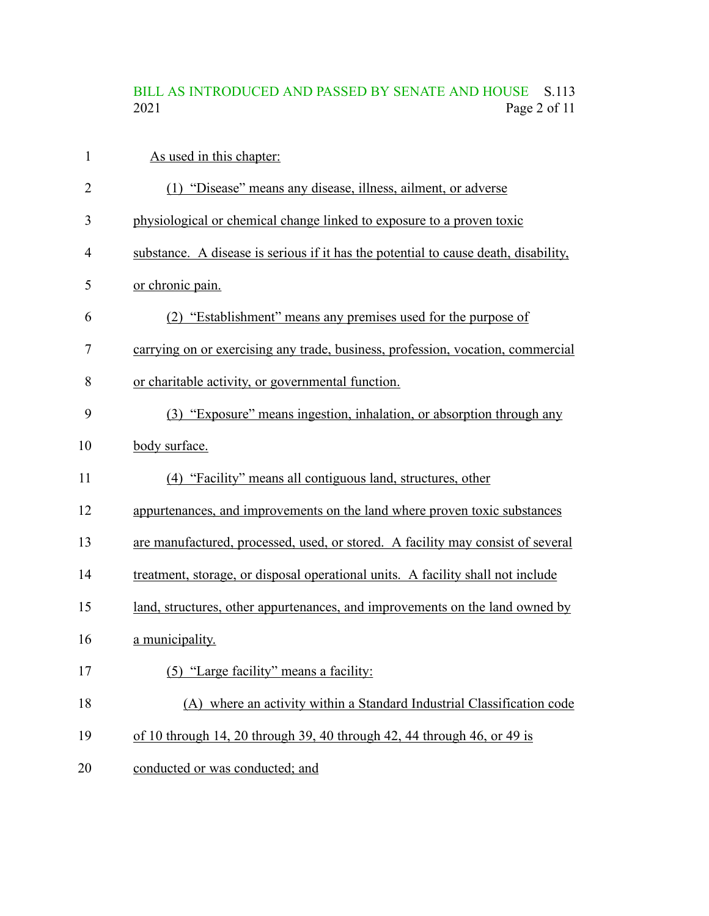As used in this chapter:

(1) "Disease" means any disease, illness, ailment, or adverse physiological or chemical change linked to exposure to a proven toxic substance. A disease is serious if it has the potential to cause death, disability, or chronic pain.

(2) "Establishment" means any premises used for the purpose of carrying on or exercising any trade, business, profession, vocation, commercial or charitable activity, or governmental function.

(3) "Exposure" means ingestion, inhalation, or absorption through any body surface.

(4) "Facility" means all contiguous land, structures, other appurtenances, and improvements on the land where proven toxic substances are manufactured, processed, used, or stored. A facility may consist of several treatment, storage, or disposal operational units. A facility shall not include land, structures, other appurtenances, and improvements on the land owned by a municipality.

(5) "Large facility" means a facility:

(A) where an activity within a Standard Industrial Classification code of 10 through 14, 20 through 39, 40 through 42, 44 through 46, or 49 is conducted or was conducted; and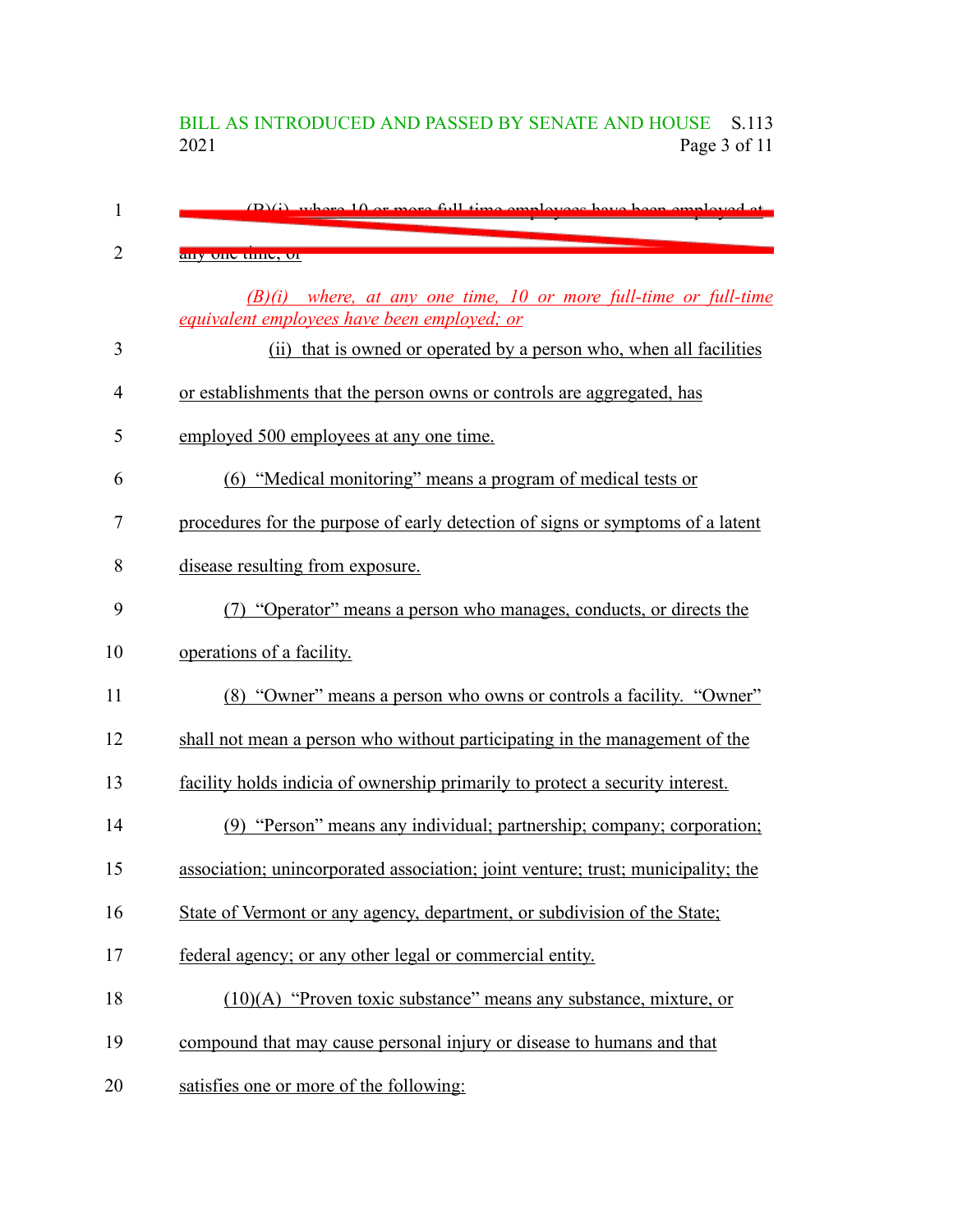~~(B)(i) where 10 or more full-time employees have been employed at any one time; or~~

*(B)(i) where, at any one time, 10 or more full-time or full-time equivalent employees have been employed; or*

(ii) that is owned or operated by a person who, when all facilities or establishments that the person owns or controls are aggregated, has employed 500 employees at any one time.

(6) "Medical monitoring" means a program of medical tests or procedures for the purpose of early detection of signs or symptoms of a latent disease resulting from exposure.

(7) "Operator" means a person who manages, conducts, or directs the operations of a facility.

(8) "Owner" means a person who owns or controls a facility. "Owner" shall not mean a person who without participating in the management of the facility holds indicia of ownership primarily to protect a security interest.

(9) "Person" means any individual; partnership; company; corporation; association; unincorporated association; joint venture; trust; municipality; the State of Vermont or any agency, department, or subdivision of the State; federal agency; or any other legal or commercial entity.

(10)(A) "Proven toxic substance" means any substance, mixture, or compound that may cause personal injury or disease to humans and that satisfies one or more of the following: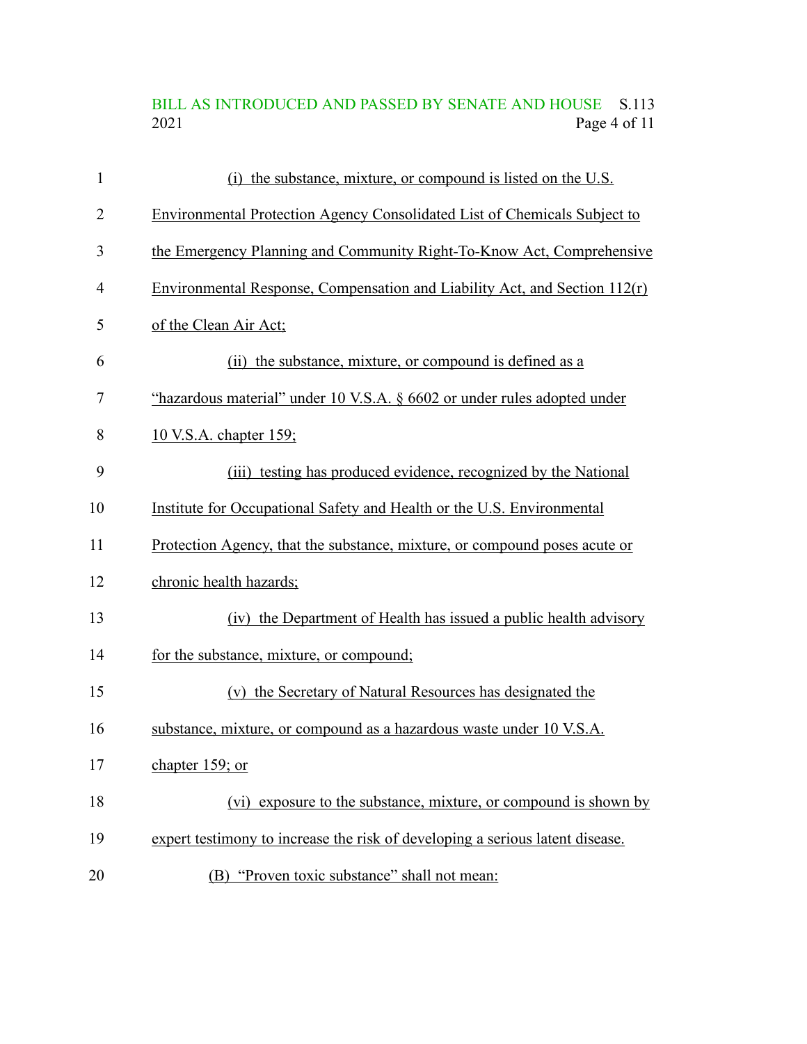(i) the substance, mixture, or compound is listed on the U.S. Environmental Protection Agency Consolidated List of Chemicals Subject to the Emergency Planning and Community Right-To-Know Act, Comprehensive Environmental Response, Compensation and Liability Act, and Section 112(r) of the Clean Air Act;

(ii) the substance, mixture, or compound is defined as a "hazardous material" under 10 V.S.A. § 6602 or under rules adopted under 10 V.S.A. chapter 159;

(iii) testing has produced evidence, recognized by the National Institute for Occupational Safety and Health or the U.S. Environmental Protection Agency, that the substance, mixture, or compound poses acute or chronic health hazards;

(iv) the Department of Health has issued a public health advisory for the substance, mixture, or compound;

(v) the Secretary of Natural Resources has designated the substance, mixture, or compound as a hazardous waste under 10 V.S.A. chapter 159; or

(vi) exposure to the substance, mixture, or compound is shown by expert testimony to increase the risk of developing a serious latent disease.

(B) "Proven toxic substance" shall not mean: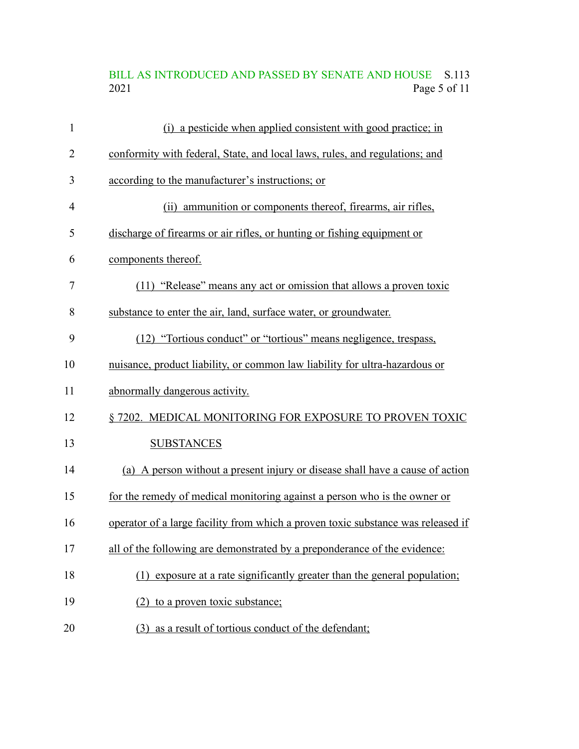(i) a pesticide when applied consistent with good practice; in conformity with federal, State, and local laws, rules, and regulations; and according to the manufacturer's instructions; or

(ii) ammunition or components thereof, firearms, air rifles, discharge of firearms or air rifles, or hunting or fishing equipment or components thereof.

(11) "Release" means any act or omission that allows a proven toxic substance to enter the air, land, surface water, or groundwater.

(12) "Tortious conduct" or "tortious" means negligence, trespass, nuisance, product liability, or common law liability for ultra-hazardous or abnormally dangerous activity.

§ 7202. MEDICAL MONITORING FOR EXPOSURE TO PROVEN TOXIC SUBSTANCES

(a) A person without a present injury or disease shall have a cause of action for the remedy of medical monitoring against a person who is the owner or operator of a large facility from which a proven toxic substance was released if all of the following are demonstrated by a preponderance of the evidence:

(1) exposure at a rate significantly greater than the general population;

(2) to a proven toxic substance;

(3) as a result of tortious conduct of the defendant;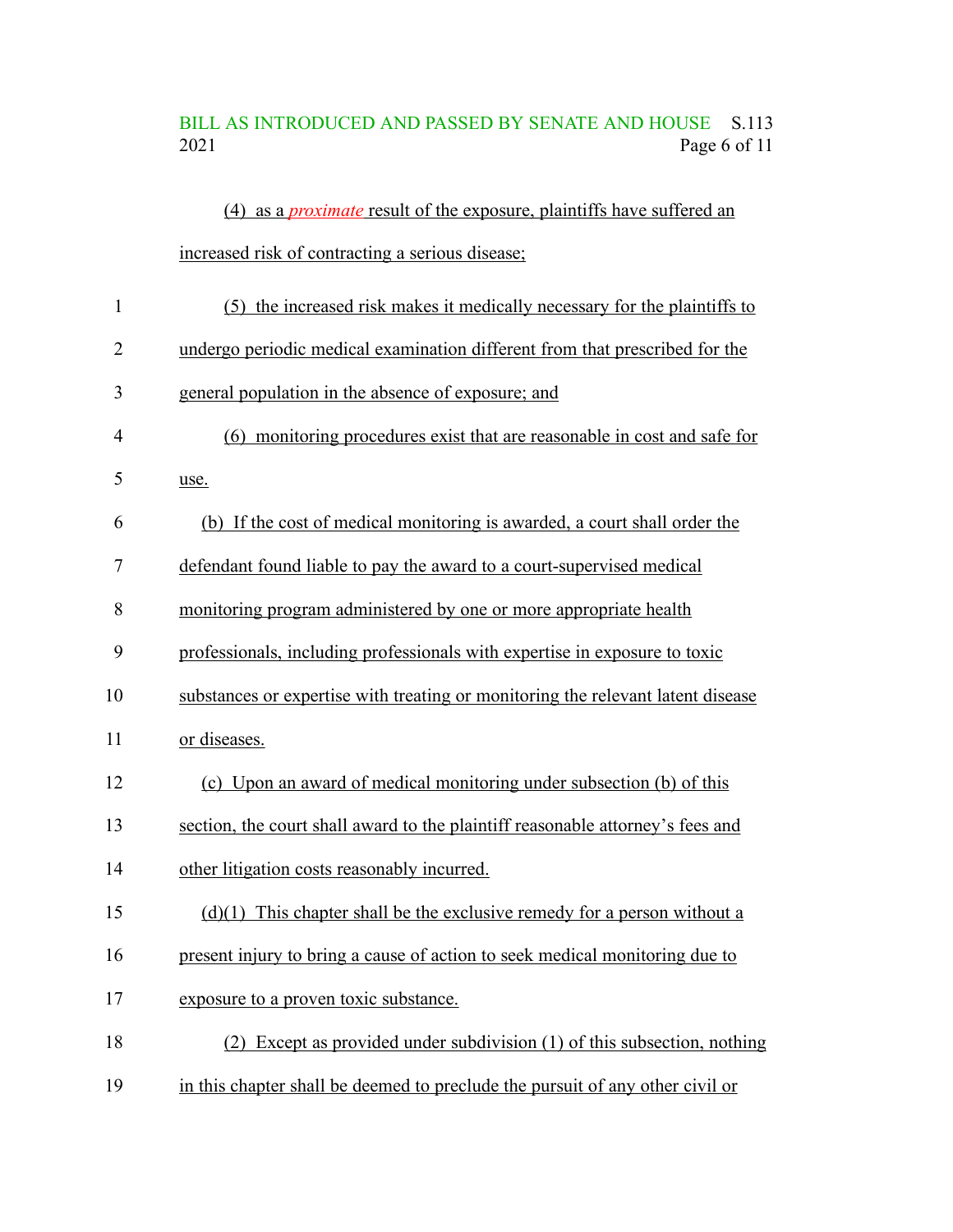(4) as a *proximate* result of the exposure, plaintiffs have suffered an increased risk of contracting a serious disease;

(5) the increased risk makes it medically necessary for the plaintiffs to undergo periodic medical examination different from that prescribed for the general population in the absence of exposure; and

(6) monitoring procedures exist that are reasonable in cost and safe for use.

(b) If the cost of medical monitoring is awarded, a court shall order the defendant found liable to pay the award to a court-supervised medical monitoring program administered by one or more appropriate health professionals, including professionals with expertise in exposure to toxic substances or expertise with treating or monitoring the relevant latent disease or diseases.

(c) Upon an award of medical monitoring under subsection (b) of this section, the court shall award to the plaintiff reasonable attorney's fees and other litigation costs reasonably incurred.

(d)(1) This chapter shall be the exclusive remedy for a person without a present injury to bring a cause of action to seek medical monitoring due to exposure to a proven toxic substance.

(2) Except as provided under subdivision (1) of this subsection, nothing in this chapter shall be deemed to preclude the pursuit of any other civil or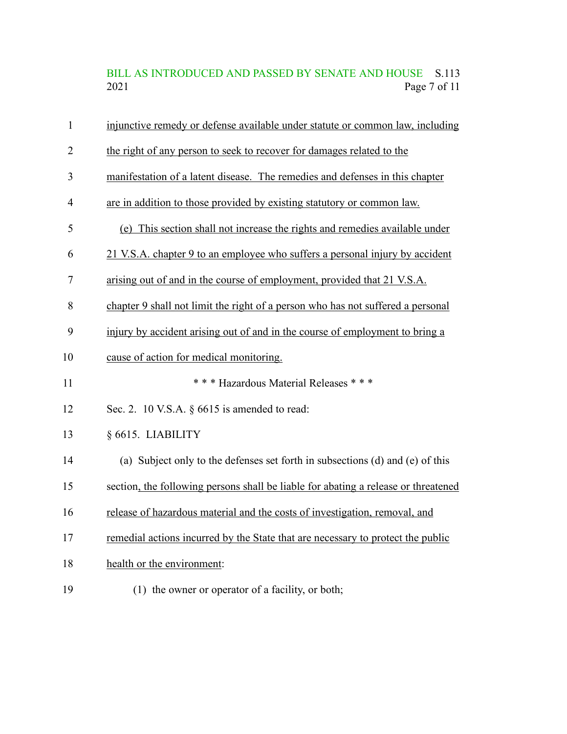injunctive remedy or defense available under statute or common law, including the right of any person to seek to recover for damages related to the manifestation of a latent disease. The remedies and defenses in this chapter are in addition to those provided by existing statutory or common law.

(e) This section shall not increase the rights and remedies available under 21 V.S.A. chapter 9 to an employee who suffers a personal injury by accident arising out of and in the course of employment, provided that 21 V.S.A. chapter 9 shall not limit the right of a person who has not suffered a personal injury by accident arising out of and in the course of employment to bring a cause of action for medical monitoring.

\* \* \* Hazardous Material Releases \* \* \*

Sec. 2. 10 V.S.A. § 6615 is amended to read:

§ 6615. LIABILITY

(a) Subject only to the defenses set forth in subsections (d) and (e) of this section, the following persons shall be liable for abating a release or threatened release of hazardous material and the costs of investigation, removal, and remedial actions incurred by the State that are necessary to protect the public health or the environment:

(1) the owner or operator of a facility, or both;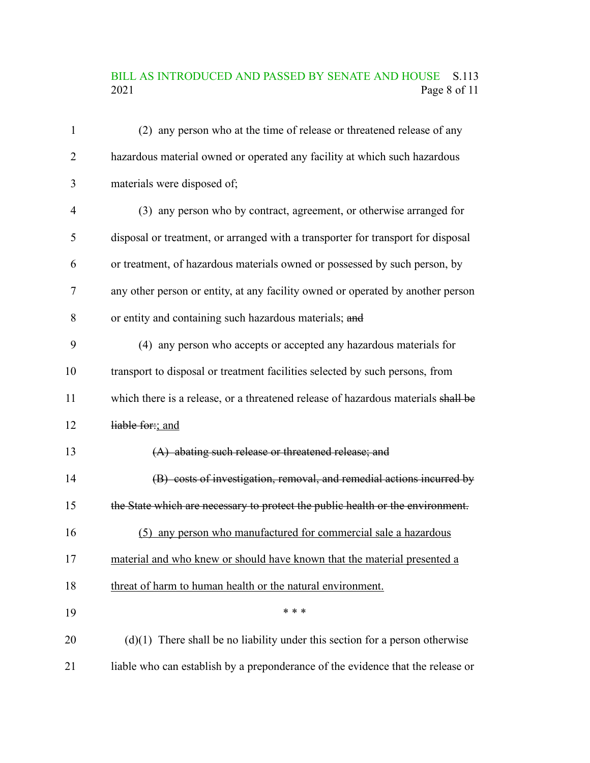(2) any person who at the time of release or threatened release of any hazardous material owned or operated any facility at which such hazardous materials were disposed of;

(3) any person who by contract, agreement, or otherwise arranged for disposal or treatment, or arranged with a transporter for transport for disposal or treatment, of hazardous materials owned or possessed by such person, by any other person or entity, at any facility owned or operated by another person or entity and containing such hazardous materials; ~~and~~

(4) any person who accepts or accepted any hazardous materials for transport to disposal or treatment facilities selected by such persons, from which there is a release, or a threatened release of hazardous materials ~~shall be liable for:~~; and

~~(A) abating such release or threatened release; and~~

~~(B) costs of investigation, removal, and remedial actions incurred by the State which are necessary to protect the public health or the environment.~~

<u>(5) any person who manufactured for commercial sale a hazardous material and who knew or should have known that the material presented a threat of harm to human health or the natural environment.</u>

\* \* \*

(d)(1) There shall be no liability under this section for a person otherwise liable who can establish by a preponderance of the evidence that the release or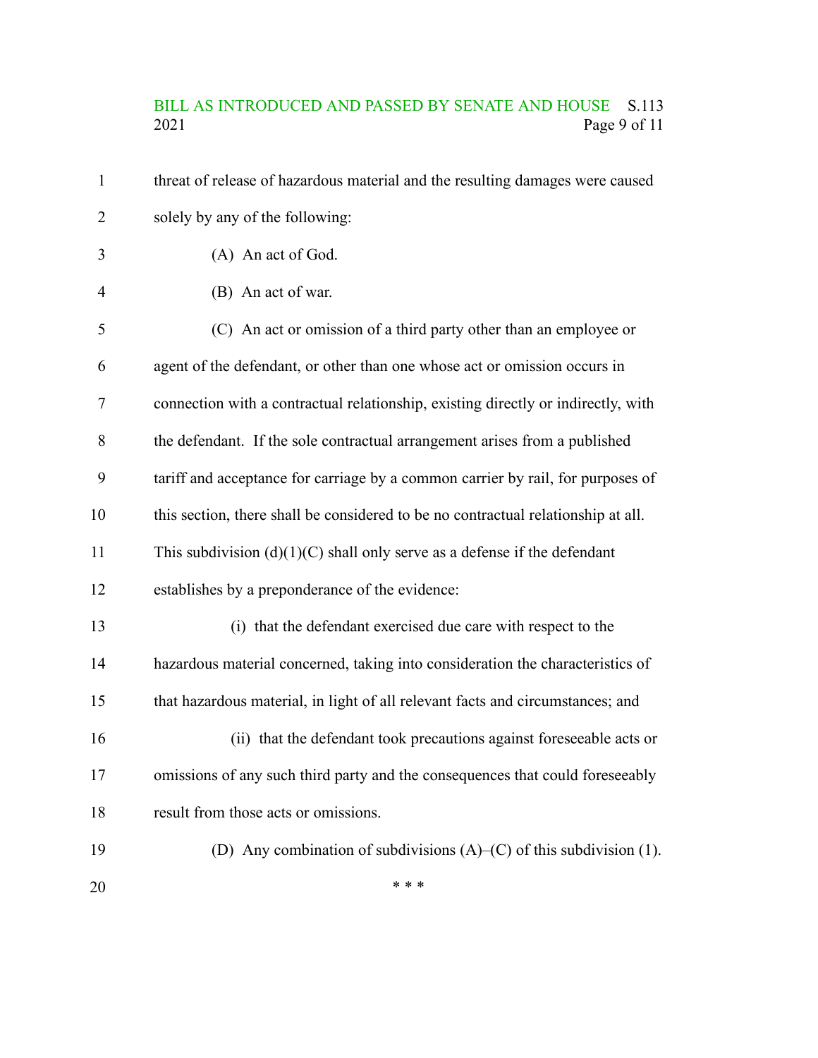threat of release of hazardous material and the resulting damages were caused solely by any of the following:

(A) An act of God.

(B) An act of war.

(C) An act or omission of a third party other than an employee or agent of the defendant, or other than one whose act or omission occurs in connection with a contractual relationship, existing directly or indirectly, with the defendant. If the sole contractual arrangement arises from a published tariff and acceptance for carriage by a common carrier by rail, for purposes of this section, there shall be considered to be no contractual relationship at all. This subdivision (d)(1)(C) shall only serve as a defense if the defendant establishes by a preponderance of the evidence:

(i) that the defendant exercised due care with respect to the hazardous material concerned, taking into consideration the characteristics of that hazardous material, in light of all relevant facts and circumstances; and

(ii) that the defendant took precautions against foreseeable acts or omissions of any such third party and the consequences that could foreseeably result from those acts or omissions.

(D) Any combination of subdivisions (A)–(C) of this subdivision (1).

\* \* \*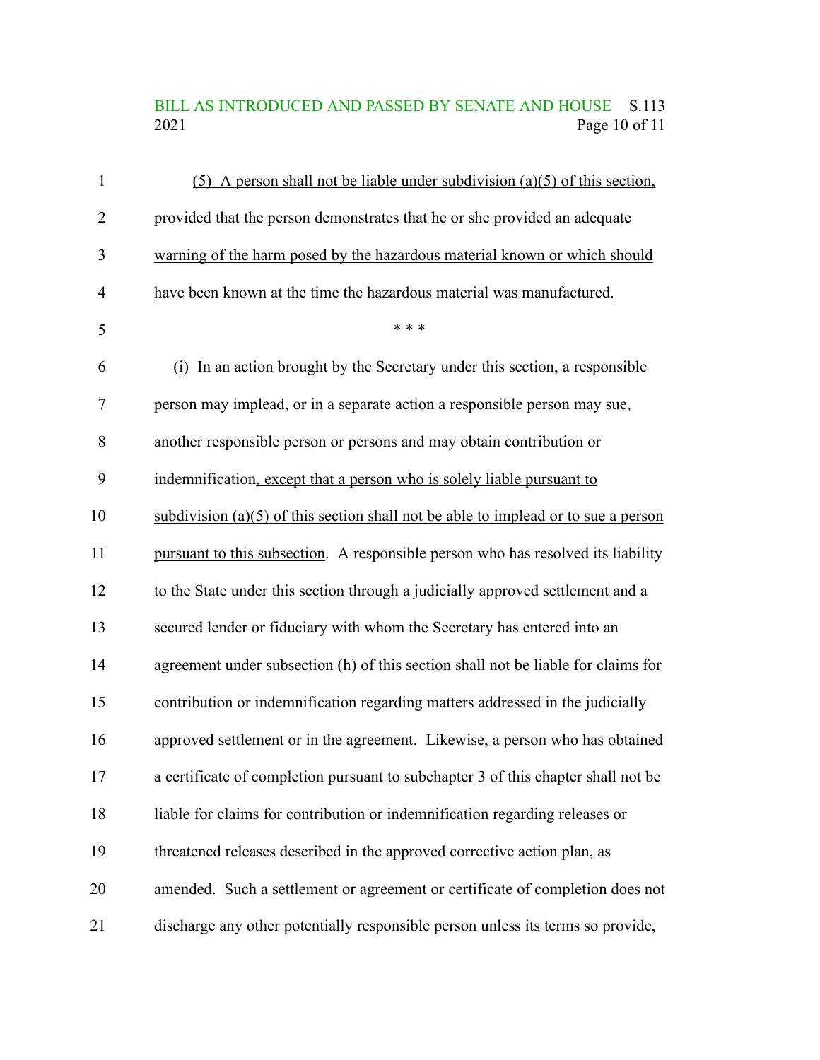(5) A person shall not be liable under subdivision (a)(5) of this section, provided that the person demonstrates that he or she provided an adequate warning of the harm posed by the hazardous material known or which should have been known at the time the hazardous material was manufactured.

\* \* \*

(i) In an action brought by the Secretary under this section, a responsible person may implead, or in a separate action a responsible person may sue, another responsible person or persons and may obtain contribution or indemnification, except that a person who is solely liable pursuant to subdivision (a)(5) of this section shall not be able to implead or to sue a person pursuant to this subsection. A responsible person who has resolved its liability to the State under this section through a judicially approved settlement and a secured lender or fiduciary with whom the Secretary has entered into an agreement under subsection (h) of this section shall not be liable for claims for contribution or indemnification regarding matters addressed in the judicially approved settlement or in the agreement. Likewise, a person who has obtained a certificate of completion pursuant to subchapter 3 of this chapter shall not be liable for claims for contribution or indemnification regarding releases or threatened releases described in the approved corrective action plan, as amended. Such a settlement or agreement or certificate of completion does not discharge any other potentially responsible person unless its terms so provide,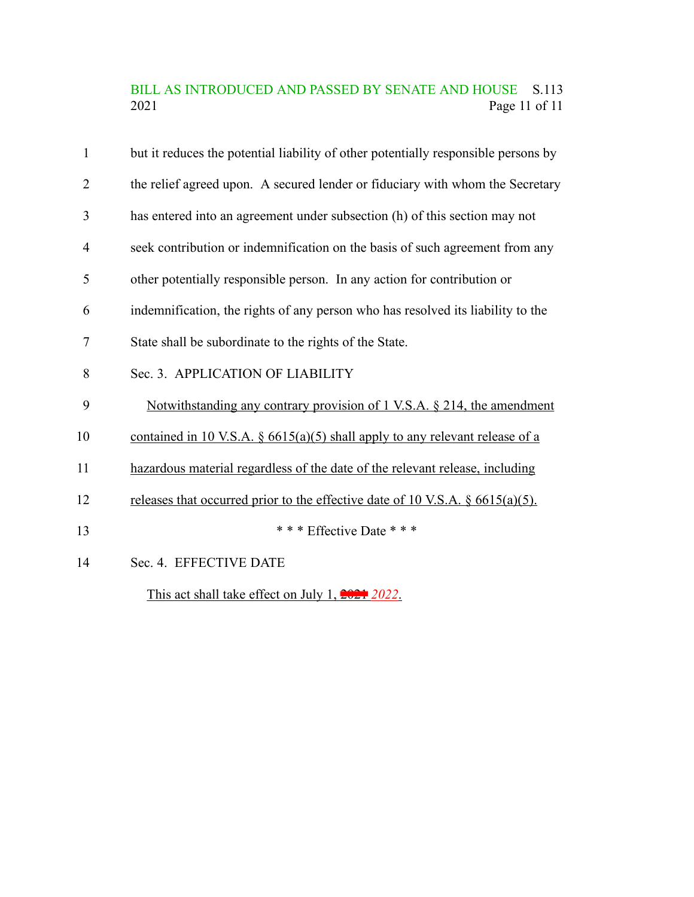but it reduces the potential liability of other potentially responsible persons by the relief agreed upon. A secured lender or fiduciary with whom the Secretary has entered into an agreement under subsection (h) of this section may not seek contribution or indemnification on the basis of such agreement from any other potentially responsible person. In any action for contribution or indemnification, the rights of any person who has resolved its liability to the State shall be subordinate to the rights of the State.

Sec. 3. APPLICATION OF LIABILITY

Notwithstanding any contrary provision of 1 V.S.A. § 214, the amendment contained in 10 V.S.A. § 6615(a)(5) shall apply to any relevant release of a hazardous material regardless of the date of the relevant release, including releases that occurred prior to the effective date of 10 V.S.A. § 6615(a)(5).

\* \* \* Effective Date \* \* \*

Sec. 4. EFFECTIVE DATE

This act shall take effect on July 1, ~~2021~~ *2022*.